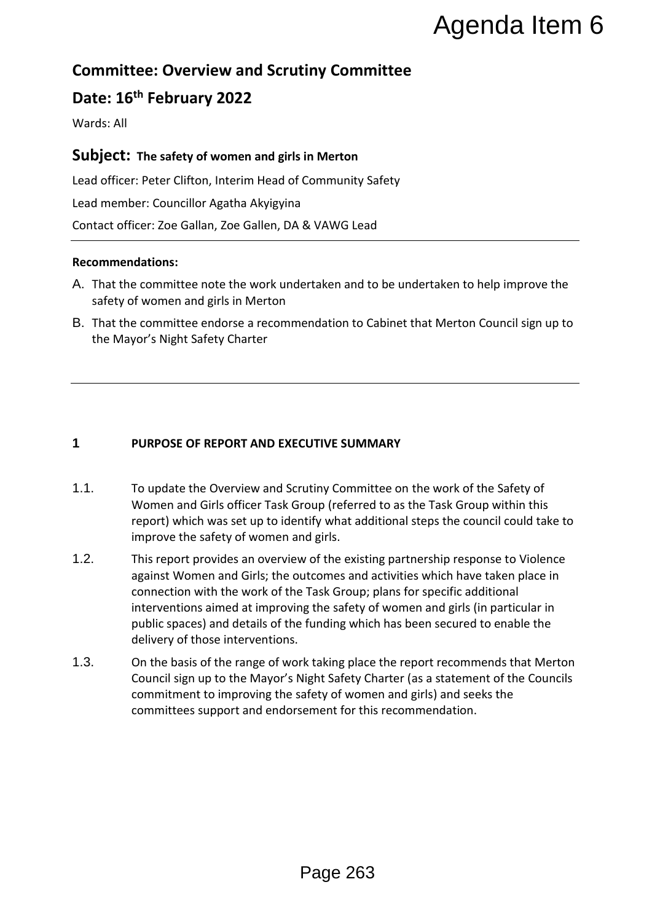# Agenda Item 6

## Committee: Overview and Scrutiny Committee

## Date: 16th February 2022

Wards: All

## Subject: The safety of women and girls in Merton

Lead officer: Peter Clifton, Interim Head of Community Safety

Lead member: Councillor Agatha Akyigyina

Contact officer: Zoe Gallan, Zoe Gallen, DA & VAWG Lead

**Recommendations:**

A. That the committee note the work undertaken and to be undertaken to help improve the safety of women and girls in Merton

B. That the committee endorse a recommendation to Cabinet that Merton Council sign up to the Mayor's Night Safety Charter

---

### 1 PURPOSE OF REPORT AND EXECUTIVE SUMMARY

1.1. To update the Overview and Scrutiny Committee on the work of the Safety of Women and Girls officer Task Group (referred to as the Task Group within this report) which was set up to identify what additional steps the council could take to improve the safety of women and girls.

1.2. This report provides an overview of the existing partnership response to Violence against Women and Girls; the outcomes and activities which have taken place in connection with the work of the Task Group; plans for specific additional interventions aimed at improving the safety of women and girls (in particular in public spaces) and details of the funding which has been secured to enable the delivery of those interventions.

1.3. On the basis of the range of work taking place the report recommends that Merton Council sign up to the Mayor's Night Safety Charter (as a statement of the Councils commitment to improving the safety of women and girls) and seeks the committees support and endorsement for this recommendation.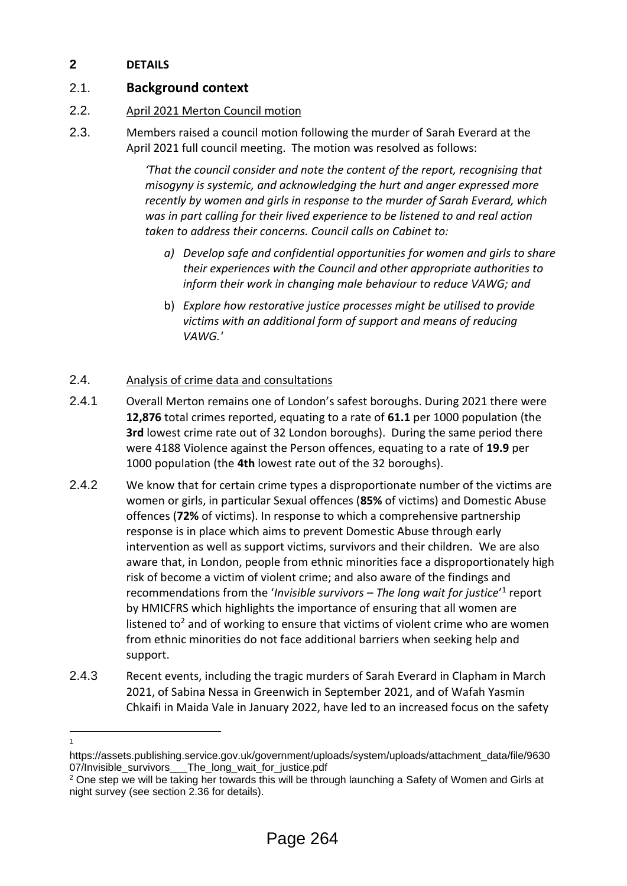## 2 DETAILS

### 2.1. Background context

2.2. April 2021 Merton Council motion

2.3. Members raised a council motion following the murder of Sarah Everard at the April 2021 full council meeting. The motion was resolved as follows:

> *'That the council consider and note the content of the report, recognising that misogyny is systemic, and acknowledging the hurt and anger expressed more recently by women and girls in response to the murder of Sarah Everard, which was in part calling for their lived experience to be listened to and real action taken to address their concerns. Council calls on Cabinet to:*
>
> *a) Develop safe and confidential opportunities for women and girls to share their experiences with the Council and other appropriate authorities to inform their work in changing male behaviour to reduce VAWG; and*
>
> b) *Explore how restorative justice processes might be utilised to provide victims with an additional form of support and means of reducing VAWG.'*

2.4. Analysis of crime data and consultations

2.4.1 Overall Merton remains one of London's safest boroughs. During 2021 there were **12,876** total crimes reported, equating to a rate of **61.1** per 1000 population (the **3rd** lowest crime rate out of 32 London boroughs). During the same period there were 4188 Violence against the Person offences, equating to a rate of **19.9** per 1000 population (the **4th** lowest rate out of the 32 boroughs).

2.4.2 We know that for certain crime types a disproportionate number of the victims are women or girls, in particular Sexual offences (**85%** of victims) and Domestic Abuse offences (**72%** of victims). In response to which a comprehensive partnership response is in place which aims to prevent Domestic Abuse through early intervention as well as support victims, survivors and their children. We are also aware that, in London, people from ethnic minorities face a disproportionately high risk of become a victim of violent crime; and also aware of the findings and recommendations from the '*Invisible survivors – The long wait for justice*'[1] report by HMICFRS which highlights the importance of ensuring that all women are listened to[2] and of working to ensure that victims of violent crime who are women from ethnic minorities do not face additional barriers when seeking help and support.

2.4.3 Recent events, including the tragic murders of Sarah Everard in Clapham in March 2021, of Sabina Nessa in Greenwich in September 2021, and of Wafah Yasmin Chkaifi in Maida Vale in January 2022, have led to an increased focus on the safety

---

[1] https://assets.publishing.service.gov.uk/government/uploads/system/uploads/attachment_data/file/963007/Invisible_survivors___The_long_wait_for_justice.pdf

[2] One step we will be taking her towards this will be through launching a Safety of Women and Girls at night survey (see section 2.36 for details).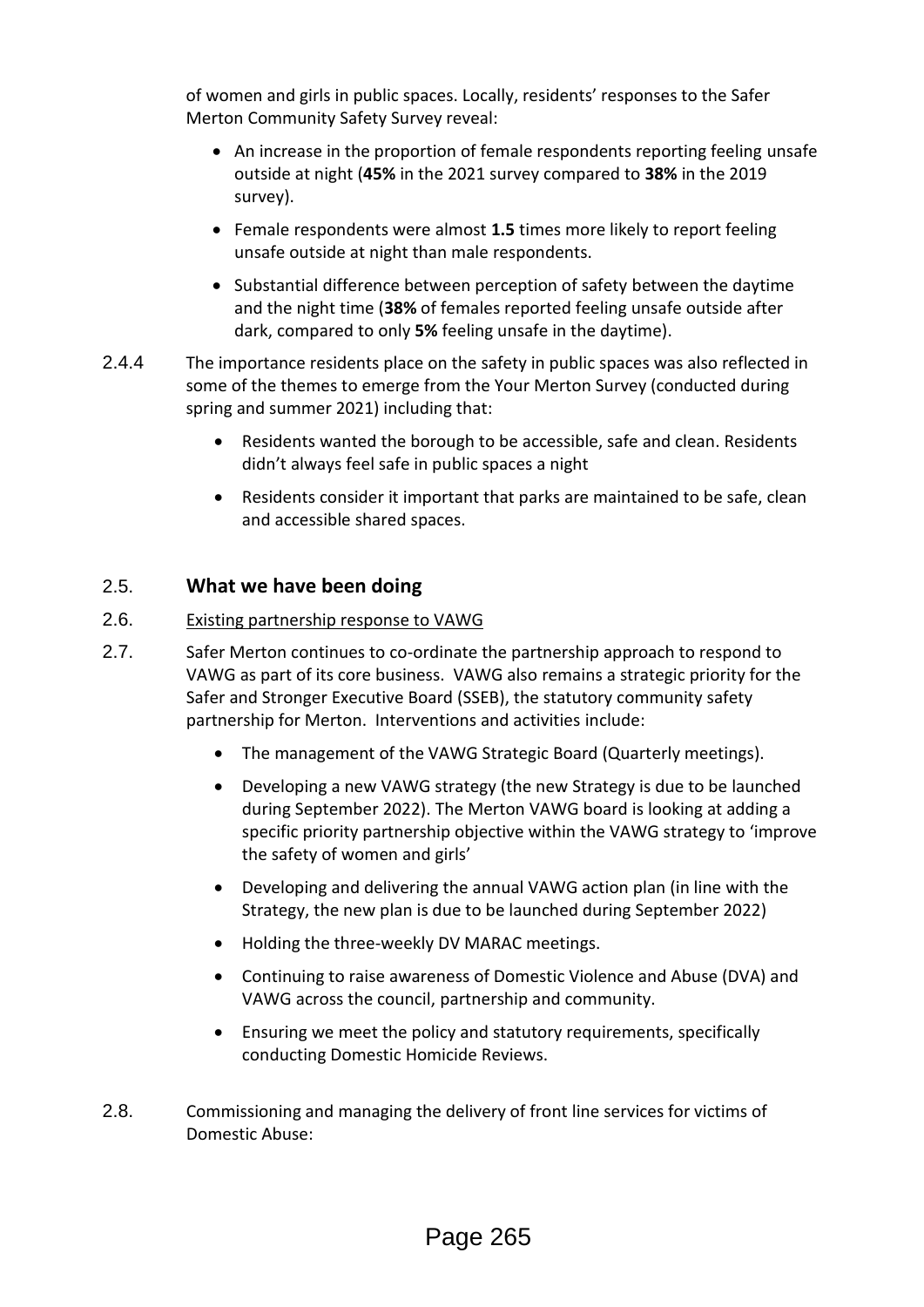of women and girls in public spaces. Locally, residents' responses to the Safer Merton Community Safety Survey reveal:

- An increase in the proportion of female respondents reporting feeling unsafe outside at night (**45%** in the 2021 survey compared to **38%** in the 2019 survey).
- Female respondents were almost **1.5** times more likely to report feeling unsafe outside at night than male respondents.
- Substantial difference between perception of safety between the daytime and the night time (**38%** of females reported feeling unsafe outside after dark, compared to only **5%** feeling unsafe in the daytime).

2.4.4 The importance residents place on the safety in public spaces was also reflected in some of the themes to emerge from the Your Merton Survey (conducted during spring and summer 2021) including that:

- Residents wanted the borough to be accessible, safe and clean. Residents didn't always feel safe in public spaces a night
- Residents consider it important that parks are maintained to be safe, clean and accessible shared spaces.

## 2.5. What we have been doing

2.6. Existing partnership response to VAWG

2.7. Safer Merton continues to co-ordinate the partnership approach to respond to VAWG as part of its core business. VAWG also remains a strategic priority for the Safer and Stronger Executive Board (SSEB), the statutory community safety partnership for Merton. Interventions and activities include:

- The management of the VAWG Strategic Board (Quarterly meetings).
- Developing a new VAWG strategy (the new Strategy is due to be launched during September 2022). The Merton VAWG board is looking at adding a specific priority partnership objective within the VAWG strategy to 'improve the safety of women and girls'
- Developing and delivering the annual VAWG action plan (in line with the Strategy, the new plan is due to be launched during September 2022)
- Holding the three-weekly DV MARAC meetings.
- Continuing to raise awareness of Domestic Violence and Abuse (DVA) and VAWG across the council, partnership and community.
- Ensuring we meet the policy and statutory requirements, specifically conducting Domestic Homicide Reviews.

2.8. Commissioning and managing the delivery of front line services for victims of Domestic Abuse: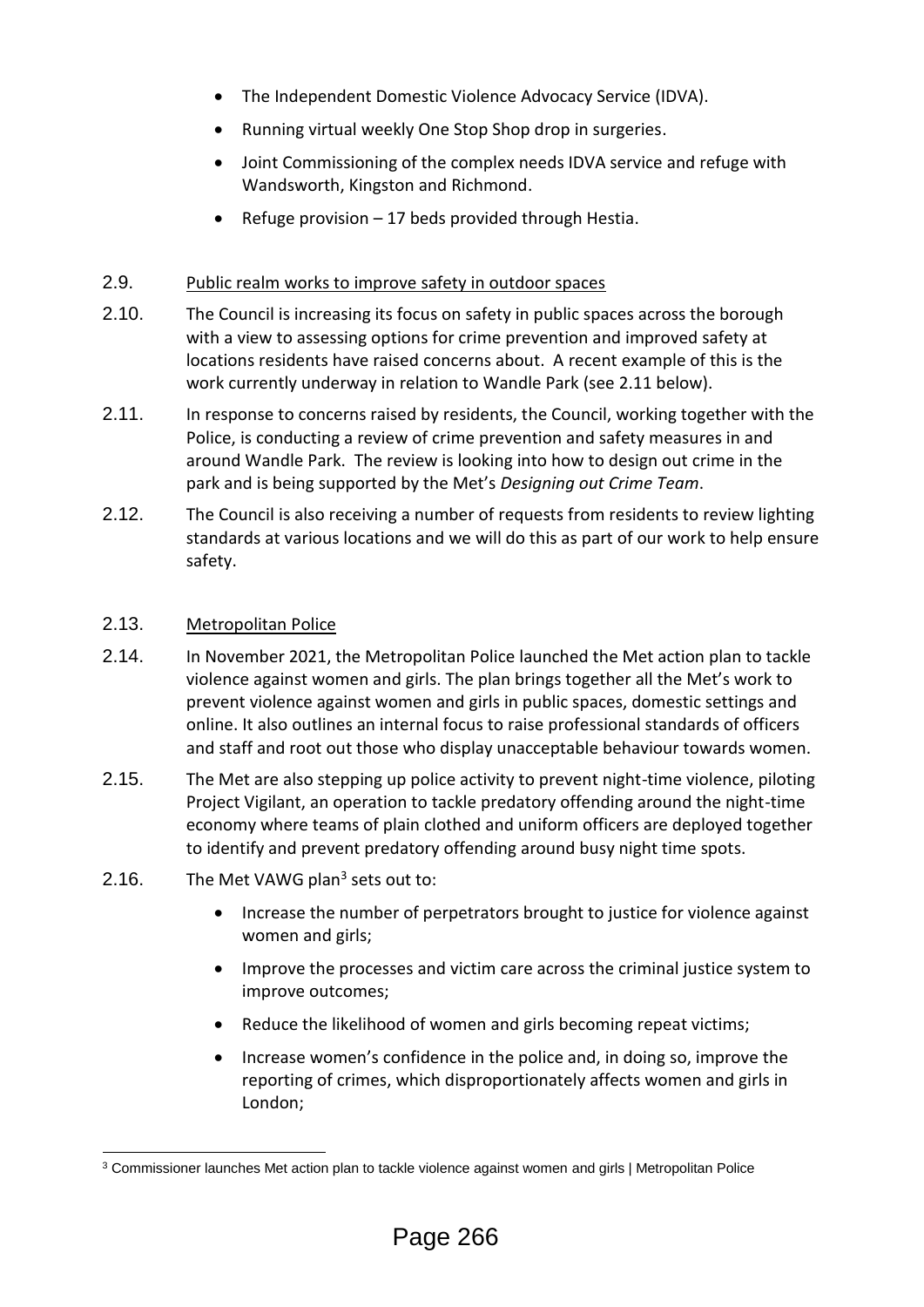- The Independent Domestic Violence Advocacy Service (IDVA).
- Running virtual weekly One Stop Shop drop in surgeries.
- Joint Commissioning of the complex needs IDVA service and refuge with Wandsworth, Kingston and Richmond.
- Refuge provision – 17 beds provided through Hestia.

2.9. Public realm works to improve safety in outdoor spaces

2.10. The Council is increasing its focus on safety in public spaces across the borough with a view to assessing options for crime prevention and improved safety at locations residents have raised concerns about. A recent example of this is the work currently underway in relation to Wandle Park (see 2.11 below).

2.11. In response to concerns raised by residents, the Council, working together with the Police, is conducting a review of crime prevention and safety measures in and around Wandle Park. The review is looking into how to design out crime in the park and is being supported by the Met's *Designing out Crime Team*.

2.12. The Council is also receiving a number of requests from residents to review lighting standards at various locations and we will do this as part of our work to help ensure safety.

2.13. Metropolitan Police

2.14. In November 2021, the Metropolitan Police launched the Met action plan to tackle violence against women and girls. The plan brings together all the Met's work to prevent violence against women and girls in public spaces, domestic settings and online. It also outlines an internal focus to raise professional standards of officers and staff and root out those who display unacceptable behaviour towards women.

2.15. The Met are also stepping up police activity to prevent night-time violence, piloting Project Vigilant, an operation to tackle predatory offending around the night-time economy where teams of plain clothed and uniform officers are deployed together to identify and prevent predatory offending around busy night time spots.

2.16. The Met VAWG plan[3] sets out to:

- Increase the number of perpetrators brought to justice for violence against women and girls;
- Improve the processes and victim care across the criminal justice system to improve outcomes;
- Reduce the likelihood of women and girls becoming repeat victims;
- Increase women's confidence in the police and, in doing so, improve the reporting of crimes, which disproportionately affects women and girls in London;

[3] Commissioner launches Met action plan to tackle violence against women and girls | Metropolitan Police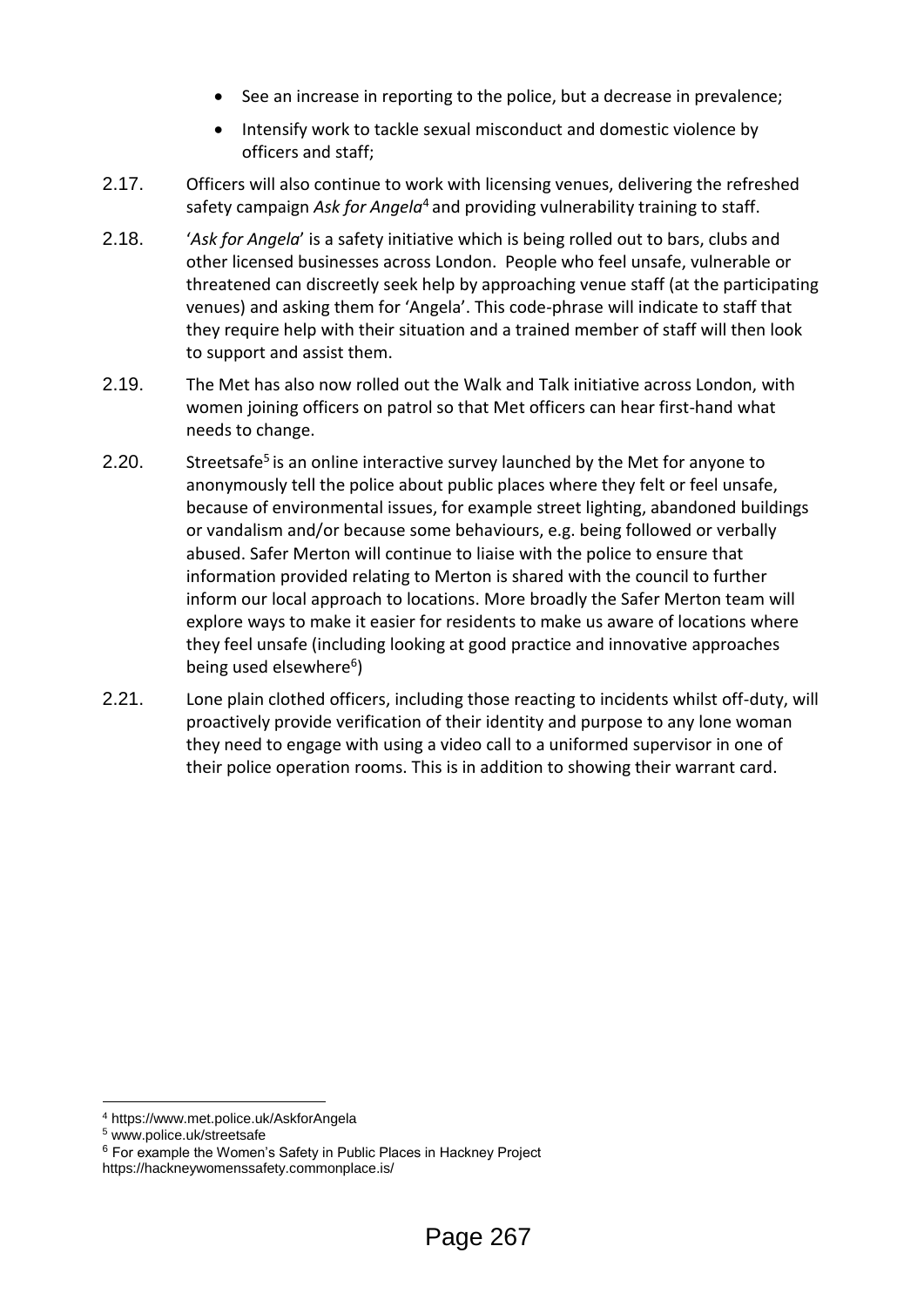- See an increase in reporting to the police, but a decrease in prevalence;
- Intensify work to tackle sexual misconduct and domestic violence by officers and staff;

2.17. Officers will also continue to work with licensing venues, delivering the refreshed safety campaign *Ask for Angela*[4] and providing vulnerability training to staff.

2.18. '*Ask for Angela*' is a safety initiative which is being rolled out to bars, clubs and other licensed businesses across London. People who feel unsafe, vulnerable or threatened can discreetly seek help by approaching venue staff (at the participating venues) and asking them for 'Angela'. This code-phrase will indicate to staff that they require help with their situation and a trained member of staff will then look to support and assist them.

2.19. The Met has also now rolled out the Walk and Talk initiative across London, with women joining officers on patrol so that Met officers can hear first-hand what needs to change.

2.20. Streetsafe[5] is an online interactive survey launched by the Met for anyone to anonymously tell the police about public places where they felt or feel unsafe, because of environmental issues, for example street lighting, abandoned buildings or vandalism and/or because some behaviours, e.g. being followed or verbally abused. Safer Merton will continue to liaise with the police to ensure that information provided relating to Merton is shared with the council to further inform our local approach to locations. More broadly the Safer Merton team will explore ways to make it easier for residents to make us aware of locations where they feel unsafe (including looking at good practice and innovative approaches being used elsewhere[6])

2.21. Lone plain clothed officers, including those reacting to incidents whilst off-duty, will proactively provide verification of their identity and purpose to any lone woman they need to engage with using a video call to a uniformed supervisor in one of their police operation rooms. This is in addition to showing their warrant card.

---

[4] https://www.met.police.uk/AskforAngela

[5] www.police.uk/streetsafe

[6] For example the Women's Safety in Public Places in Hackney Project https://hackneywomenssafety.commonplace.is/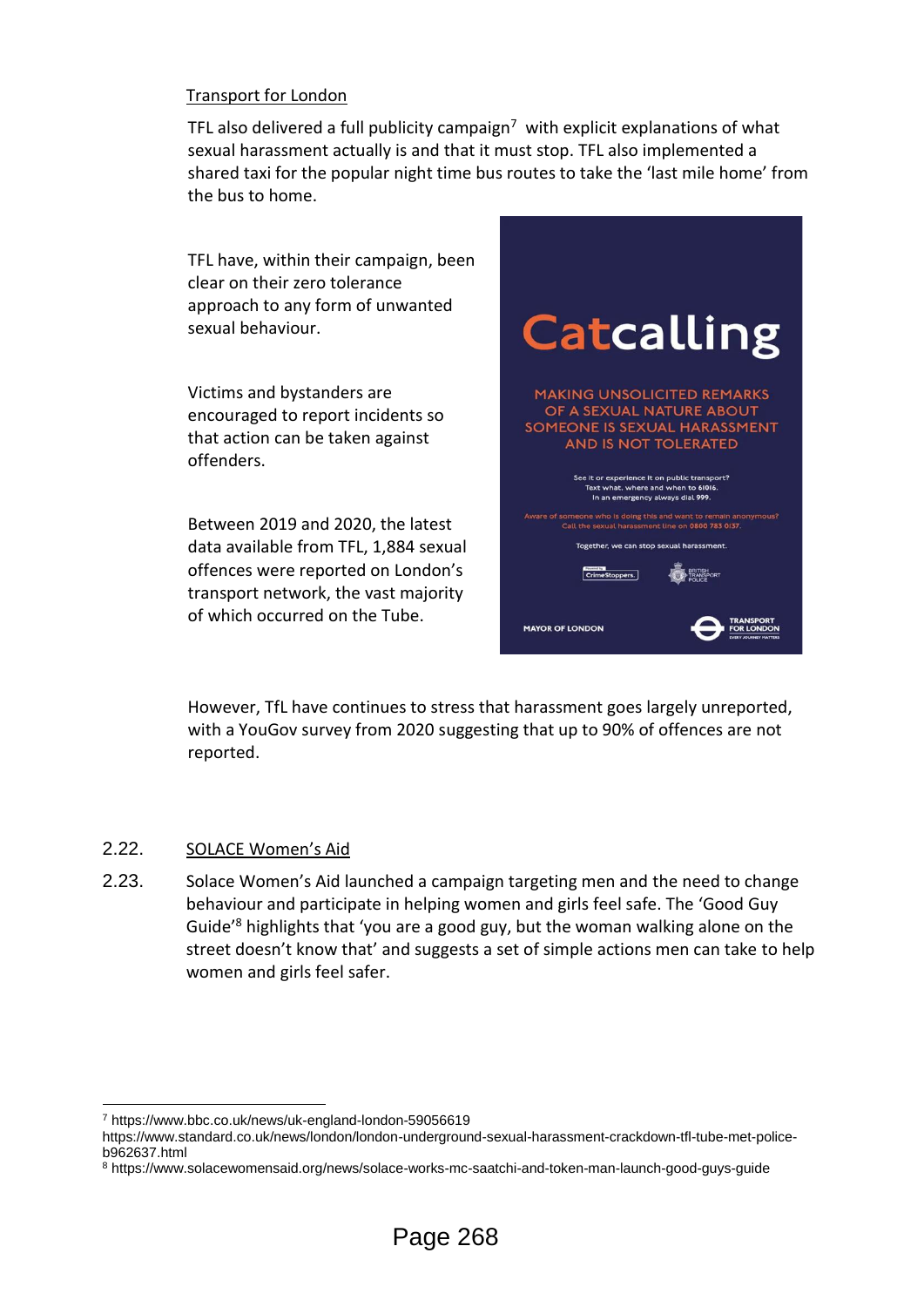Transport for London

TFL also delivered a full publicity campaign[7] with explicit explanations of what sexual harassment actually is and that it must stop. TFL also implemented a shared taxi for the popular night time bus routes to take the 'last mile home' from the bus to home.

TFL have, within their campaign, been clear on their zero tolerance approach to any form of unwanted sexual behaviour.

Victims and bystanders are encouraged to report incidents so that action can be taken against offenders.

Between 2019 and 2020, the latest data available from TFL, 1,884 sexual offences were reported on London's transport network, the vast majority of which occurred on the Tube.

However, TfL have continues to stress that harassment goes largely unreported, with a YouGov survey from 2020 suggesting that up to 90% of offences are not reported.

2.22. SOLACE Women's Aid

2.23. Solace Women's Aid launched a campaign targeting men and the need to change behaviour and participate in helping women and girls feel safe. The 'Good Guy Guide'[8] highlights that 'you are a good guy, but the woman walking alone on the street doesn't know that' and suggests a set of simple actions men can take to help women and girls feel safer.

---

[7] https://www.bbc.co.uk/news/uk-england-london-59056619
https://www.standard.co.uk/news/london/london-underground-sexual-harassment-crackdown-tfl-tube-met-police-b962637.html

[8] https://www.solacewomensaid.org/news/solace-works-mc-saatchi-and-token-man-launch-good-guys-guide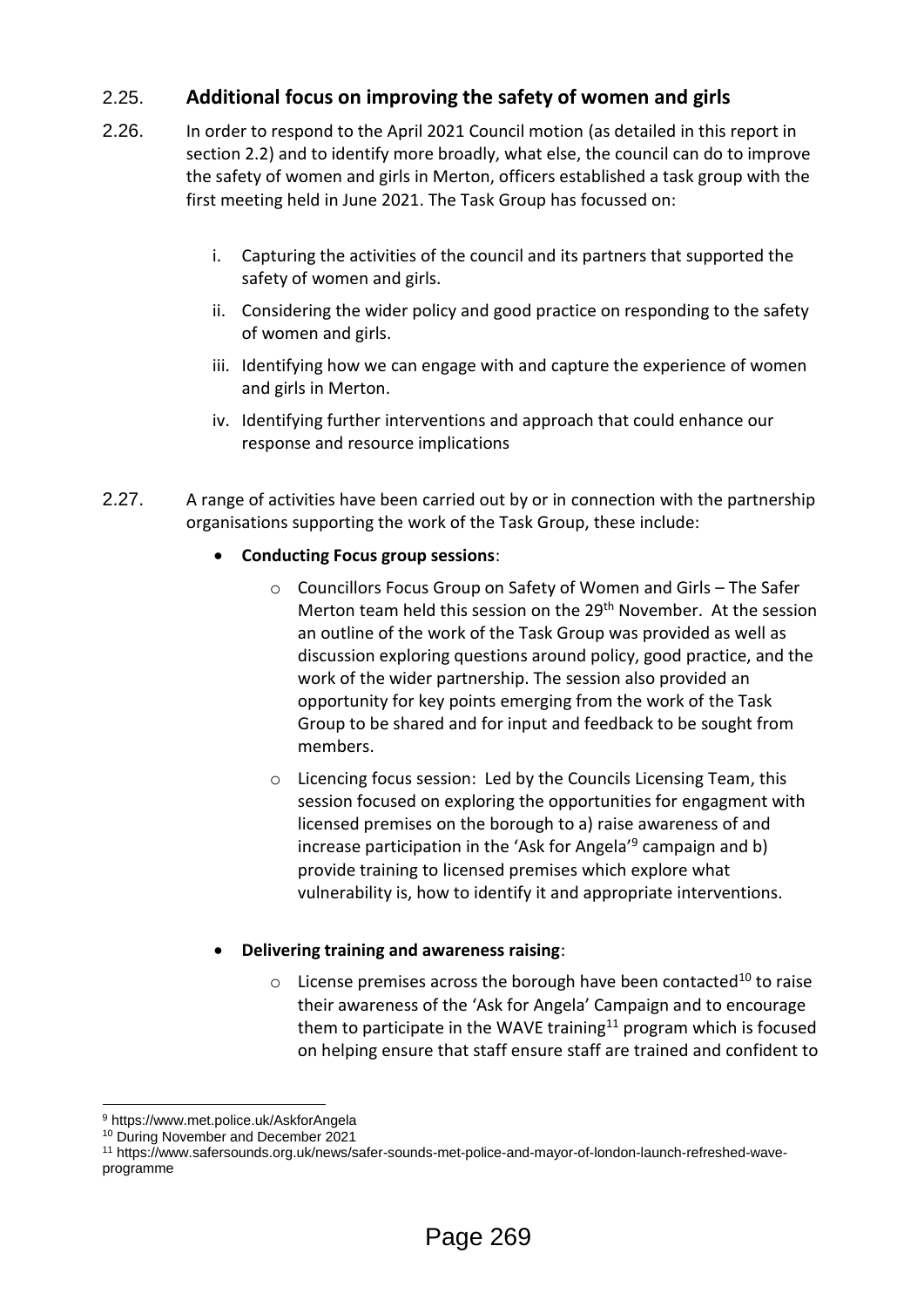## 2.25. Additional focus on improving the safety of women and girls

2.26. In order to respond to the April 2021 Council motion (as detailed in this report in section 2.2) and to identify more broadly, what else, the council can do to improve the safety of women and girls in Merton, officers established a task group with the first meeting held in June 2021. The Task Group has focussed on:

i. Capturing the activities of the council and its partners that supported the safety of women and girls.

ii. Considering the wider policy and good practice on responding to the safety of women and girls.

iii. Identifying how we can engage with and capture the experience of women and girls in Merton.

iv. Identifying further interventions and approach that could enhance our response and resource implications

2.27. A range of activities have been carried out by or in connection with the partnership organisations supporting the work of the Task Group, these include:

- **Conducting Focus group sessions**:
  - Councillors Focus Group on Safety of Women and Girls – The Safer Merton team held this session on the 29th November. At the session an outline of the work of the Task Group was provided as well as discussion exploring questions around policy, good practice, and the work of the wider partnership. The session also provided an opportunity for key points emerging from the work of the Task Group to be shared and for input and feedback to be sought from members.
  - Licencing focus session: Led by the Councils Licensing Team, this session focused on exploring the opportunities for engagment with licensed premises on the borough to a) raise awareness of and increase participation in the 'Ask for Angela'[9] campaign and b) provide training to licensed premises which explore what vulnerability is, how to identify it and appropriate interventions.

- **Delivering training and awareness raising**:
  - License premises across the borough have been contacted[10] to raise their awareness of the 'Ask for Angela' Campaign and to encourage them to participate in the WAVE training[11] program which is focused on helping ensure that staff ensure staff are trained and confident to

---

[9] https://www.met.police.uk/AskforAngela

[10] During November and December 2021

[11] https://www.safersounds.org.uk/news/safer-sounds-met-police-and-mayor-of-london-launch-refreshed-wave-programme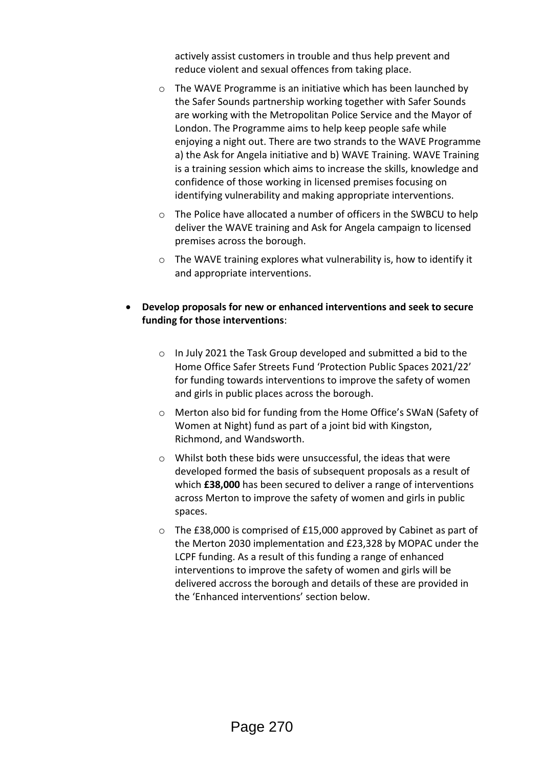actively assist customers in trouble and thus help prevent and reduce violent and sexual offences from taking place.

  - The WAVE Programme is an initiative which has been launched by the Safer Sounds partnership working together with Safer Sounds are working with the Metropolitan Police Service and the Mayor of London. The Programme aims to help keep people safe while enjoying a night out. There are two strands to the WAVE Programme a) the Ask for Angela initiative and b) WAVE Training. WAVE Training is a training session which aims to increase the skills, knowledge and confidence of those working in licensed premises focusing on identifying vulnerability and making appropriate interventions.
  - The Police have allocated a number of officers in the SWBCU to help deliver the WAVE training and Ask for Angela campaign to licensed premises across the borough.
  - The WAVE training explores what vulnerability is, how to identify it and appropriate interventions.

- **Develop proposals for new or enhanced interventions and seek to secure funding for those interventions**:

  - In July 2021 the Task Group developed and submitted a bid to the Home Office Safer Streets Fund 'Protection Public Spaces 2021/22' for funding towards interventions to improve the safety of women and girls in public places across the borough.
  - Merton also bid for funding from the Home Office's SWaN (Safety of Women at Night) fund as part of a joint bid with Kingston, Richmond, and Wandsworth.
  - Whilst both these bids were unsuccessful, the ideas that were developed formed the basis of subsequent proposals as a result of which **£38,000** has been secured to deliver a range of interventions across Merton to improve the safety of women and girls in public spaces.
  - The £38,000 is comprised of £15,000 approved by Cabinet as part of the Merton 2030 implementation and £23,328 by MOPAC under the LCPF funding. As a result of this funding a range of enhanced interventions to improve the safety of women and girls will be delivered accross the borough and details of these are provided in the 'Enhanced interventions' section below.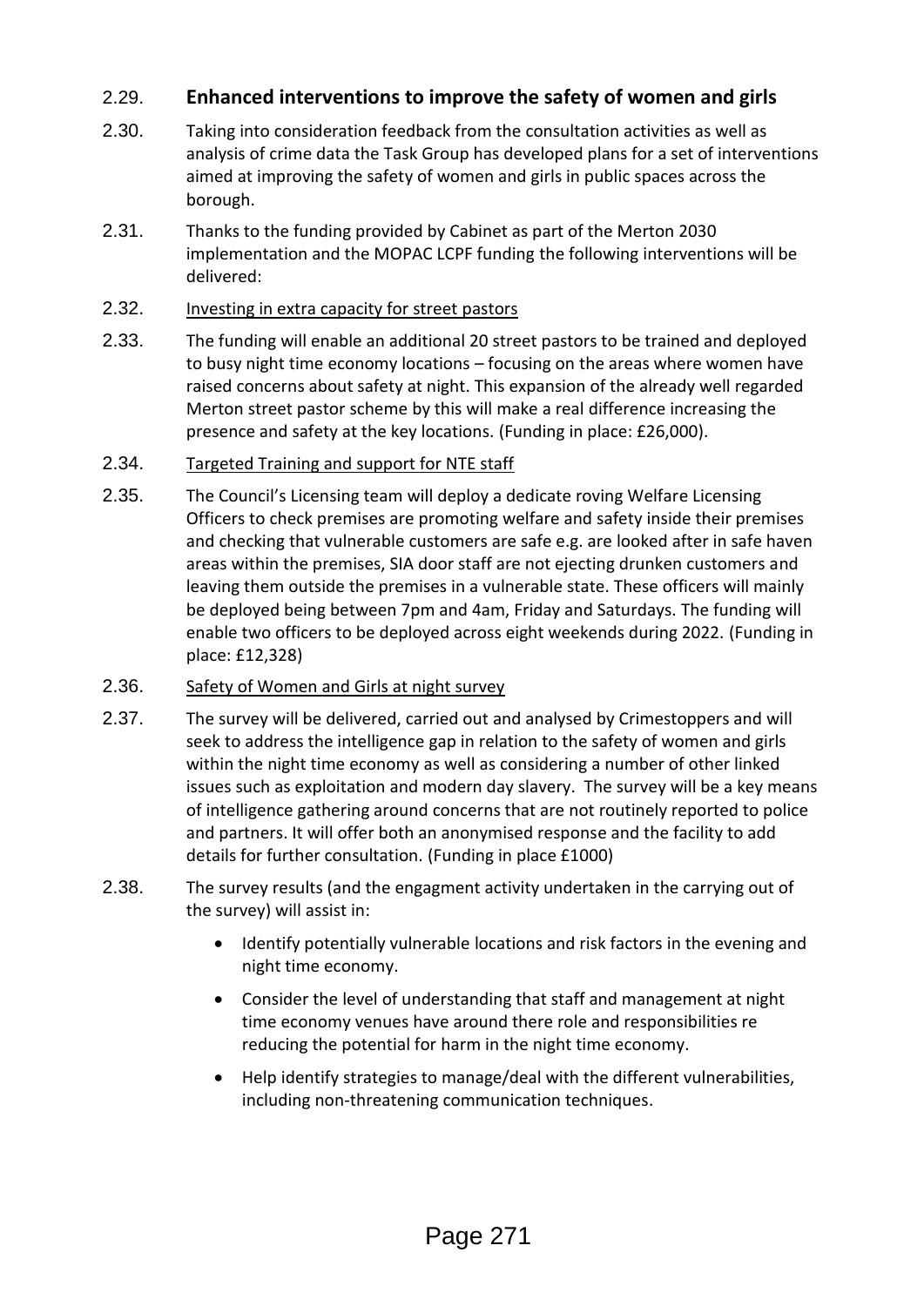2.29. **Enhanced interventions to improve the safety of women and girls**

2.30. Taking into consideration feedback from the consultation activities as well as analysis of crime data the Task Group has developed plans for a set of interventions aimed at improving the safety of women and girls in public spaces across the borough.

2.31. Thanks to the funding provided by Cabinet as part of the Merton 2030 implementation and the MOPAC LCPF funding the following interventions will be delivered:

2.32. Investing in extra capacity for street pastors

2.33. The funding will enable an additional 20 street pastors to be trained and deployed to busy night time economy locations – focusing on the areas where women have raised concerns about safety at night. This expansion of the already well regarded Merton street pastor scheme by this will make a real difference increasing the presence and safety at the key locations. (Funding in place: £26,000).

2.34. Targeted Training and support for NTE staff

2.35. The Council's Licensing team will deploy a dedicate roving Welfare Licensing Officers to check premises are promoting welfare and safety inside their premises and checking that vulnerable customers are safe e.g. are looked after in safe haven areas within the premises, SIA door staff are not ejecting drunken customers and leaving them outside the premises in a vulnerable state. These officers will mainly be deployed being between 7pm and 4am, Friday and Saturdays. The funding will enable two officers to be deployed across eight weekends during 2022. (Funding in place: £12,328)

2.36. Safety of Women and Girls at night survey

2.37. The survey will be delivered, carried out and analysed by Crimestoppers and will seek to address the intelligence gap in relation to the safety of women and girls within the night time economy as well as considering a number of other linked issues such as exploitation and modern day slavery. The survey will be a key means of intelligence gathering around concerns that are not routinely reported to police and partners. It will offer both an anonymised response and the facility to add details for further consultation. (Funding in place £1000)

2.38. The survey results (and the engagment activity undertaken in the carrying out of the survey) will assist in:

- Identify potentially vulnerable locations and risk factors in the evening and night time economy.
- Consider the level of understanding that staff and management at night time economy venues have around there role and responsibilities re reducing the potential for harm in the night time economy.
- Help identify strategies to manage/deal with the different vulnerabilities, including non-threatening communication techniques.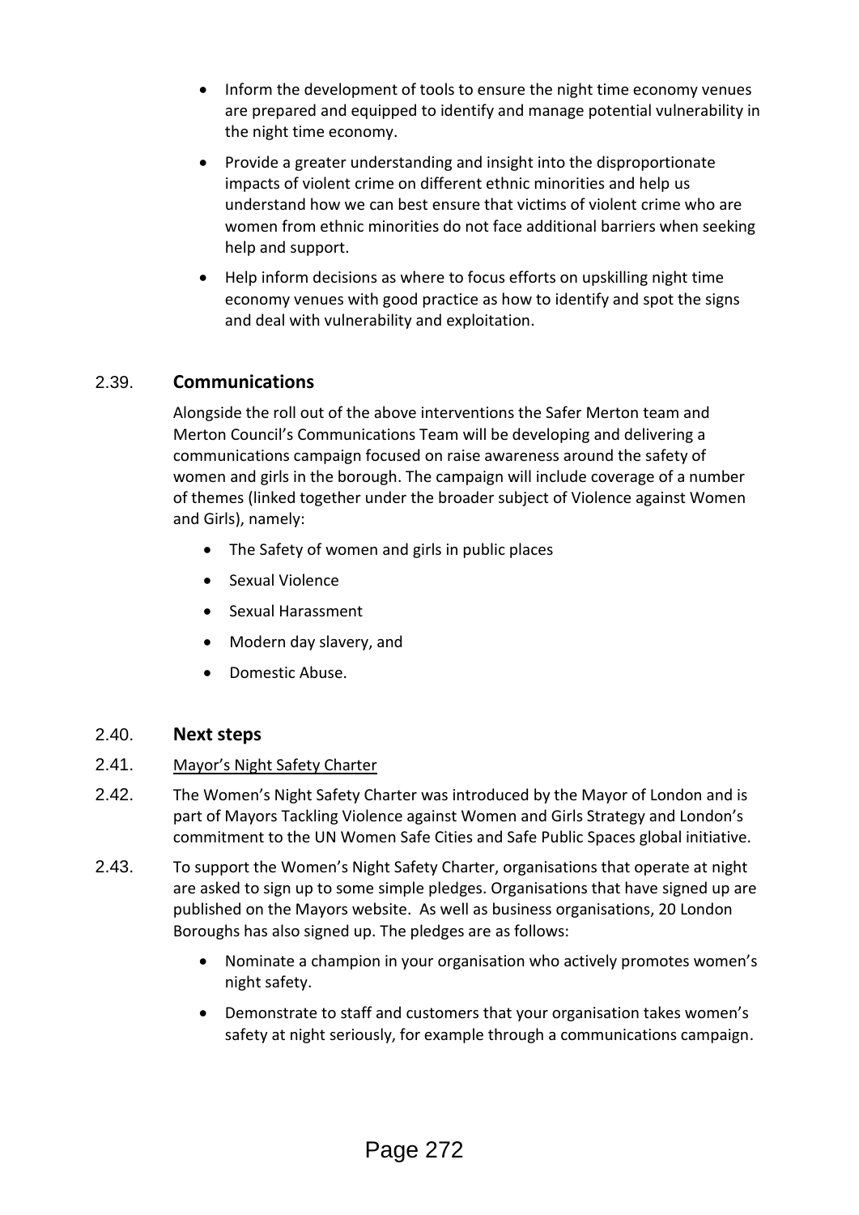- Inform the development of tools to ensure the night time economy venues are prepared and equipped to identify and manage potential vulnerability in the night time economy.
- Provide a greater understanding and insight into the disproportionate impacts of violent crime on different ethnic minorities and help us understand how we can best ensure that victims of violent crime who are women from ethnic minorities do not face additional barriers when seeking help and support.
- Help inform decisions as where to focus efforts on upskilling night time economy venues with good practice as how to identify and spot the signs and deal with vulnerability and exploitation.

2.39. **Communications**

Alongside the roll out of the above interventions the Safer Merton team and Merton Council's Communications Team will be developing and delivering a communications campaign focused on raise awareness around the safety of women and girls in the borough. The campaign will include coverage of a number of themes (linked together under the broader subject of Violence against Women and Girls), namely:

- The Safety of women and girls in public places
- Sexual Violence
- Sexual Harassment
- Modern day slavery, and
- Domestic Abuse.

2.40. **Next steps**

2.41. Mayor's Night Safety Charter

2.42. The Women's Night Safety Charter was introduced by the Mayor of London and is part of Mayors Tackling Violence against Women and Girls Strategy and London's commitment to the UN Women Safe Cities and Safe Public Spaces global initiative.

2.43. To support the Women's Night Safety Charter, organisations that operate at night are asked to sign up to some simple pledges. Organisations that have signed up are published on the Mayors website. As well as business organisations, 20 London Boroughs has also signed up. The pledges are as follows:

- Nominate a champion in your organisation who actively promotes women's night safety.
- Demonstrate to staff and customers that your organisation takes women's safety at night seriously, for example through a communications campaign.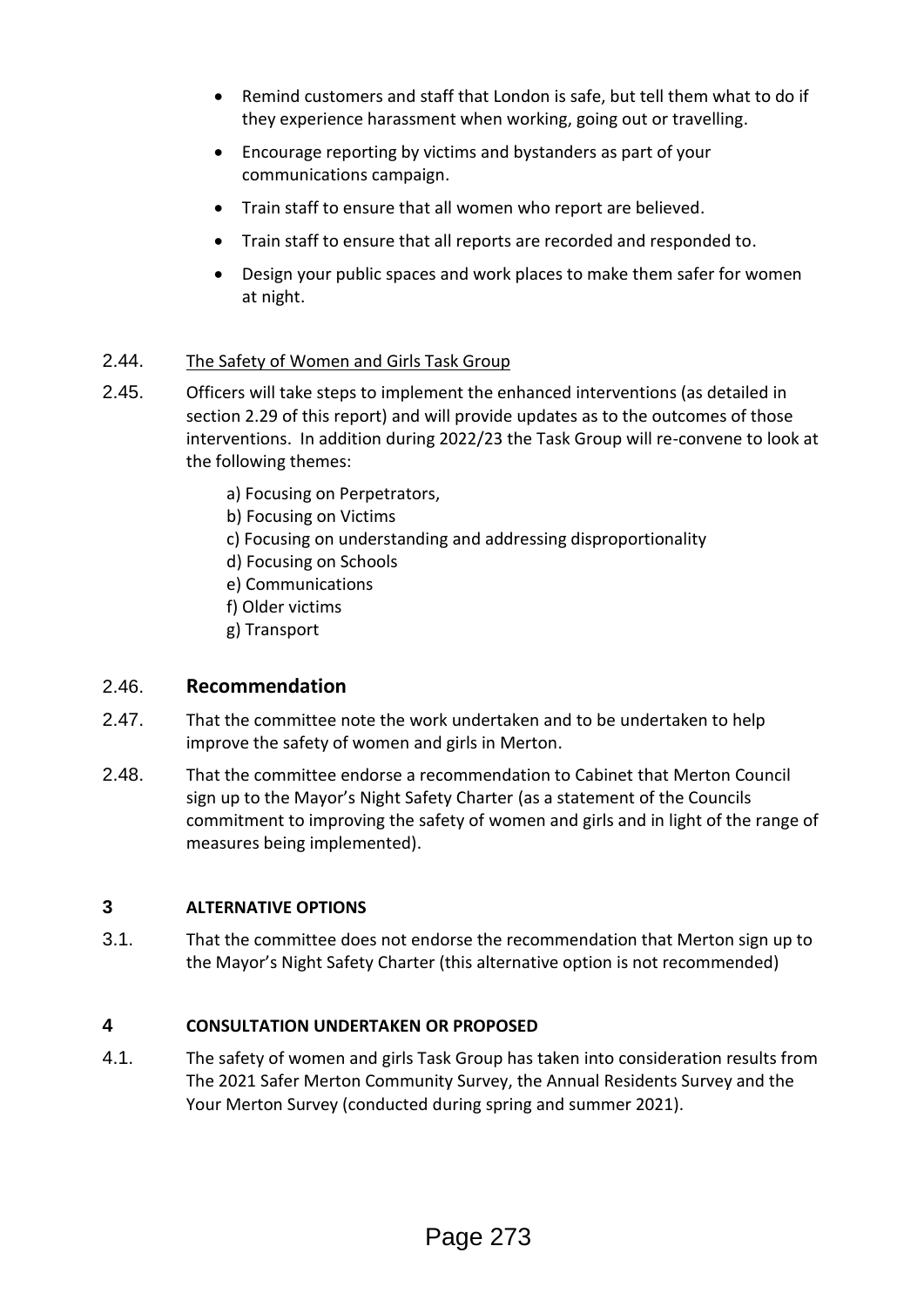- Remind customers and staff that London is safe, but tell them what to do if they experience harassment when working, going out or travelling.
- Encourage reporting by victims and bystanders as part of your communications campaign.
- Train staff to ensure that all women who report are believed.
- Train staff to ensure that all reports are recorded and responded to.
- Design your public spaces and work places to make them safer for women at night.

2.44. The Safety of Women and Girls Task Group

2.45. Officers will take steps to implement the enhanced interventions (as detailed in section 2.29 of this report) and will provide updates as to the outcomes of those interventions. In addition during 2022/23 the Task Group will re-convene to look at the following themes:

a) Focusing on Perpetrators,
b) Focusing on Victims
c) Focusing on understanding and addressing disproportionality
d) Focusing on Schools
e) Communications
f) Older victims
g) Transport

## 2.46. Recommendation

2.47. That the committee note the work undertaken and to be undertaken to help improve the safety of women and girls in Merton.

2.48. That the committee endorse a recommendation to Cabinet that Merton Council sign up to the Mayor's Night Safety Charter (as a statement of the Councils commitment to improving the safety of women and girls and in light of the range of measures being implemented).

## 3 ALTERNATIVE OPTIONS

3.1. That the committee does not endorse the recommendation that Merton sign up to the Mayor's Night Safety Charter (this alternative option is not recommended)

## 4 CONSULTATION UNDERTAKEN OR PROPOSED

4.1. The safety of women and girls Task Group has taken into consideration results from The 2021 Safer Merton Community Survey, the Annual Residents Survey and the Your Merton Survey (conducted during spring and summer 2021).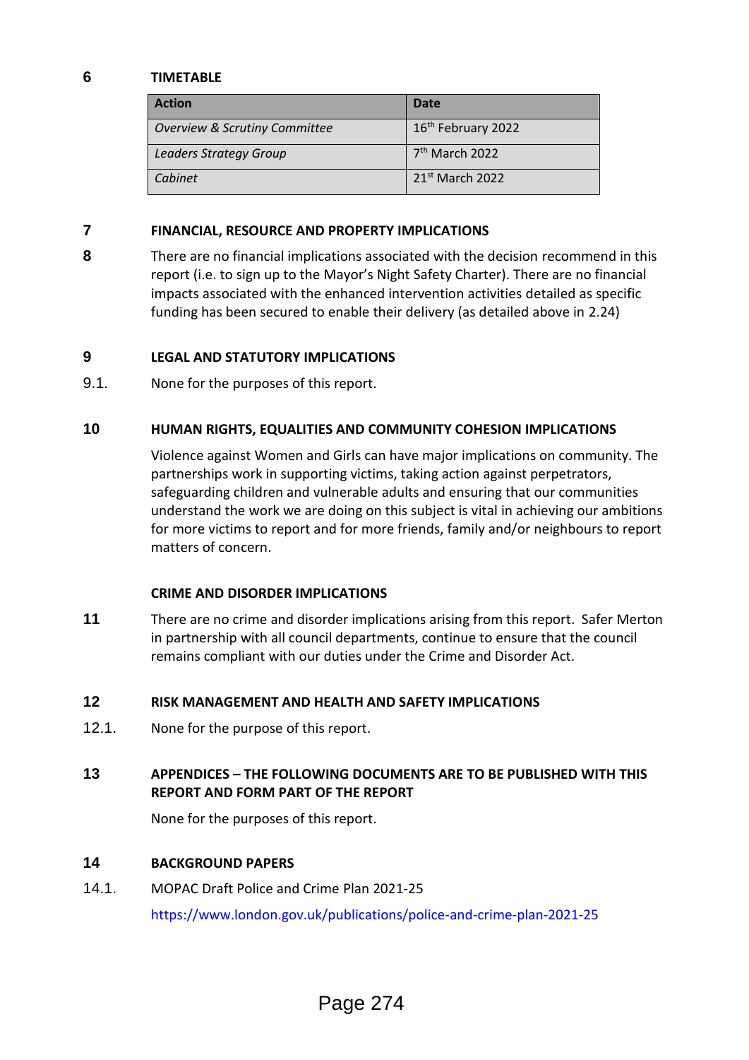## 6 TIMETABLE

| Action | Date |
|---|---|
| *Overview & Scrutiny Committee* | 16th February 2022 |
| *Leaders Strategy Group* | 7th March 2022 |
| *Cabinet* | 21st March 2022 |

## 7 FINANCIAL, RESOURCE AND PROPERTY IMPLICATIONS

8 There are no financial implications associated with the decision recommend in this report (i.e. to sign up to the Mayor's Night Safety Charter). There are no financial impacts associated with the enhanced intervention activities detailed as specific funding has been secured to enable their delivery (as detailed above in 2.24)

## 9 LEGAL AND STATUTORY IMPLICATIONS

9.1. None for the purposes of this report.

## 10 HUMAN RIGHTS, EQUALITIES AND COMMUNITY COHESION IMPLICATIONS

Violence against Women and Girls can have major implications on community. The partnerships work in supporting victims, taking action against perpetrators, safeguarding children and vulnerable adults and ensuring that our communities understand the work we are doing on this subject is vital in achieving our ambitions for more victims to report and for more friends, family and/or neighbours to report matters of concern.

## CRIME AND DISORDER IMPLICATIONS

11 There are no crime and disorder implications arising from this report. Safer Merton in partnership with all council departments, continue to ensure that the council remains compliant with our duties under the Crime and Disorder Act.

## 12 RISK MANAGEMENT AND HEALTH AND SAFETY IMPLICATIONS

12.1. None for the purpose of this report.

## 13 APPENDICES – THE FOLLOWING DOCUMENTS ARE TO BE PUBLISHED WITH THIS REPORT AND FORM PART OF THE REPORT

None for the purposes of this report.

## 14 BACKGROUND PAPERS

14.1. MOPAC Draft Police and Crime Plan 2021-25

https://www.london.gov.uk/publications/police-and-crime-plan-2021-25